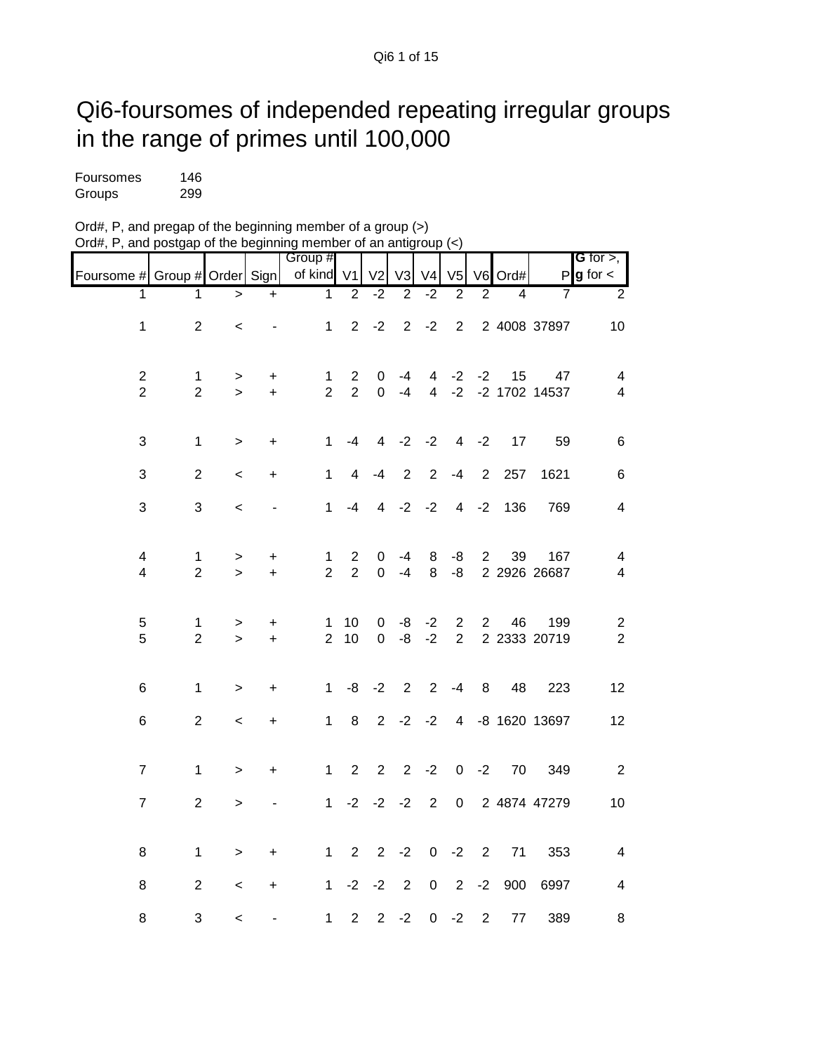# Qi6-foursomes of independed repeating irregular groups in the range of primes until 100,000

Foursomes 146
Groups 299

Ord#, P, and pregap of the beginning member of a group (>)
Ord#, P, and postgap of the beginning member of an antigroup (<)

| Foursome # | Group # | Order | Sign | Group # of kind | V1 | V2 | V3 | V4 | V5 | V6 | Ord# | P | **G** for >, **g** for < |
|---|---|---|---|---|---|---|---|---|---|---|---|---|---|
| 1 | 1 | > | + | 1 | 2 | -2 | 2 | -2 | 2 | 2 | 4 | 7 | 2 |
| 1 | 2 | < | - | 1 | 2 | -2 | 2 | -2 | 2 | 2 | 4008 | 37897 | 10 |
| 2 | 1 | > | + | 1 | 2 | 0 | -4 | 4 | -2 | -2 | 15 | 47 | 4 |
| 2 | 2 | > | + | 2 | 2 | 0 | -4 | 4 | -2 | -2 | 1702 | 14537 | 4 |
| 3 | 1 | > | + | 1 | -4 | 4 | -2 | -2 | 4 | -2 | 17 | 59 | 6 |
| 3 | 2 | < | + | 1 | 4 | -4 | 2 | 2 | -4 | 2 | 257 | 1621 | 6 |
| 3 | 3 | < | - | 1 | -4 | 4 | -2 | -2 | 4 | -2 | 136 | 769 | 4 |
| 4 | 1 | > | + | 1 | 2 | 0 | -4 | 8 | -8 | 2 | 39 | 167 | 4 |
| 4 | 2 | > | + | 2 | 2 | 0 | -4 | 8 | -8 | 2 | 2926 | 26687 | 4 |
| 5 | 1 | > | + | 1 | 10 | 0 | -8 | -2 | 2 | 2 | 46 | 199 | 2 |
| 5 | 2 | > | + | 2 | 10 | 0 | -8 | -2 | 2 | 2 | 2333 | 20719 | 2 |
| 6 | 1 | > | + | 1 | -8 | -2 | 2 | 2 | -4 | 8 | 48 | 223 | 12 |
| 6 | 2 | < | + | 1 | 8 | 2 | -2 | -2 | 4 | -8 | 1620 | 13697 | 12 |
| 7 | 1 | > | + | 1 | 2 | 2 | 2 | -2 | 0 | -2 | 70 | 349 | 2 |
| 7 | 2 | > | - | 1 | -2 | -2 | -2 | 2 | 0 | 2 | 4874 | 47279 | 10 |
| 8 | 1 | > | + | 1 | 2 | 2 | -2 | 0 | -2 | 2 | 71 | 353 | 4 |
| 8 | 2 | < | + | 1 | -2 | -2 | 2 | 0 | 2 | -2 | 900 | 6997 | 4 |
| 8 | 3 | < | - | 1 | 2 | 2 | -2 | 0 | -2 | 2 | 77 | 389 | 8 |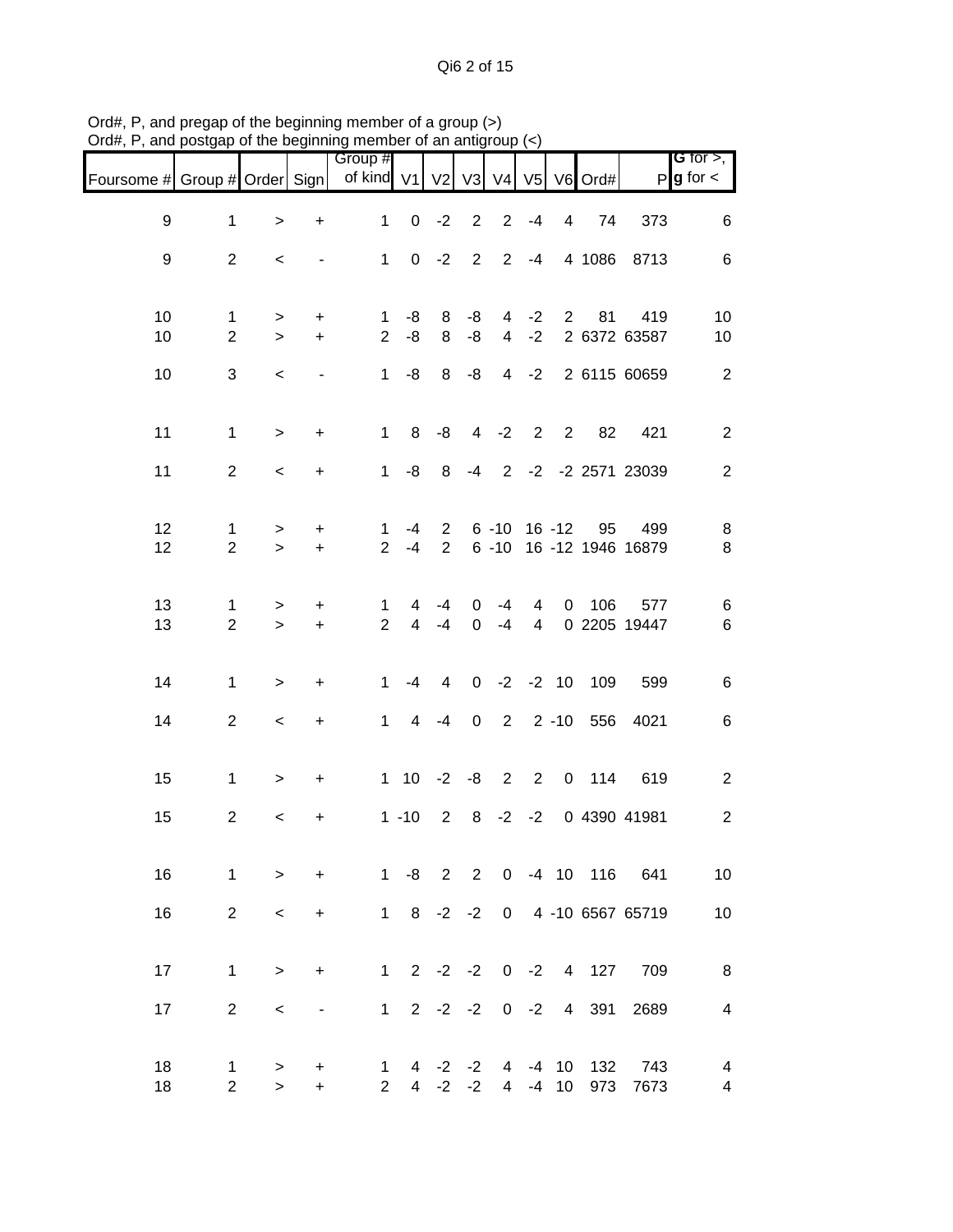Ord#, P, and pregap of the beginning member of a group (>)
Ord#, P, and postgap of the beginning member of an antigroup (<)

| Foursome # | Group # | Order | Sign | Group # of kind | V1 | V2 | V3 | V4 | V5 | V6 | Ord# | P | G for >, g for < |
|---|---|---|---|---|---|---|---|---|---|---|---|---|---|
| 9 | 1 | > | + | 1 | 0 | -2 | 2 | 2 | -4 | 4 | 74 | 373 | 6 |
| 9 | 2 | < | - | 1 | 0 | -2 | 2 | 2 | -4 | 4 | 1086 | 8713 | 6 |
| 10 | 1 | > | + | 1 | -8 | 8 | -8 | 4 | -2 | 2 | 81 | 419 | 10 |
| 10 | 2 | > | + | 2 | -8 | 8 | -8 | 4 | -2 | 2 | 6372 | 63587 | 10 |
| 10 | 3 | < | - | 1 | -8 | 8 | -8 | 4 | -2 | 2 | 6115 | 60659 | 2 |
| 11 | 1 | > | + | 1 | 8 | -8 | 4 | -2 | 2 | 2 | 82 | 421 | 2 |
| 11 | 2 | < | + | 1 | -8 | 8 | -4 | 2 | -2 | -2 | 2571 | 23039 | 2 |
| 12 | 1 | > | + | 1 | -4 | 2 | 6 | -10 | 16 | -12 | 95 | 499 | 8 |
| 12 | 2 | > | + | 2 | -4 | 2 | 6 | -10 | 16 | -12 | 1946 | 16879 | 8 |
| 13 | 1 | > | + | 1 | 4 | -4 | 0 | -4 | 4 | 0 | 106 | 577 | 6 |
| 13 | 2 | > | + | 2 | 4 | -4 | 0 | -4 | 4 | 0 | 2205 | 19447 | 6 |
| 14 | 1 | > | + | 1 | -4 | 4 | 0 | -2 | -2 | 10 | 109 | 599 | 6 |
| 14 | 2 | < | + | 1 | 4 | -4 | 0 | 2 | 2 | -10 | 556 | 4021 | 6 |
| 15 | 1 | > | + | 1 | 10 | -2 | -8 | 2 | 2 | 0 | 114 | 619 | 2 |
| 15 | 2 | < | + | 1 | -10 | 2 | 8 | -2 | -2 | 0 | 4390 | 41981 | 2 |
| 16 | 1 | > | + | 1 | -8 | 2 | 2 | 0 | -4 | 10 | 116 | 641 | 10 |
| 16 | 2 | < | + | 1 | 8 | -2 | -2 | 0 | 4 | -10 | 6567 | 65719 | 10 |
| 17 | 1 | > | + | 1 | 2 | -2 | -2 | 0 | -2 | 4 | 127 | 709 | 8 |
| 17 | 2 | < | - | 1 | 2 | -2 | -2 | 0 | -2 | 4 | 391 | 2689 | 4 |
| 18 | 1 | > | + | 1 | 4 | -2 | -2 | 4 | -4 | 10 | 132 | 743 | 4 |
| 18 | 2 | > | + | 2 | 4 | -2 | -2 | 4 | -4 | 10 | 973 | 7673 | 4 |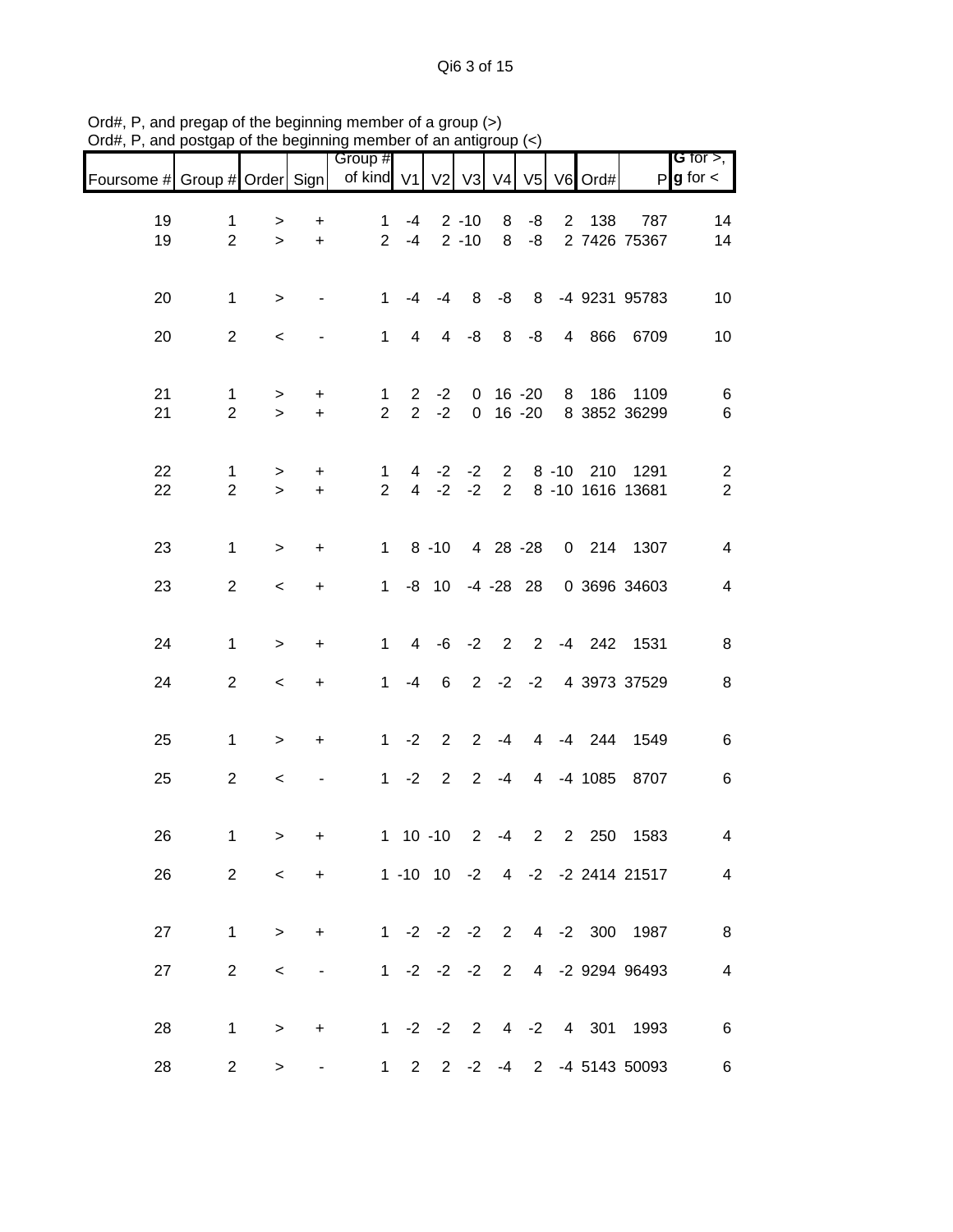Ord#, P, and pregap of the beginning member of a group (>)
Ord#, P, and postgap of the beginning member of an antigroup (<)

| Foursome # | Group # | Order | Sign | Group # of kind | V1 | V2 | V3 | V4 | V5 | V6 | Ord# | P | **G** for >, **g** for < |
|---|---|---|---|---|---|---|---|---|---|---|---|---|---|
| 19 | 1 | > | + | 1 | -4 | 2 | -10 | 8 | -8 | 2 | 138 | 787 | 14 |
| 19 | 2 | > | + | 2 | -4 | 2 | -10 | 8 | -8 | 2 | 7426 | 75367 | 14 |
| 20 | 1 | > | - | 1 | -4 | -4 | 8 | -8 | 8 | -4 | 9231 | 95783 | 10 |
| 20 | 2 | < | - | 1 | 4 | 4 | -8 | 8 | -8 | 4 | 866 | 6709 | 10 |
| 21 | 1 | > | + | 1 | 2 | -2 | 0 | 16 | -20 | 8 | 186 | 1109 | 6 |
| 21 | 2 | > | + | 2 | 2 | -2 | 0 | 16 | -20 | 8 | 3852 | 36299 | 6 |
| 22 | 1 | > | + | 1 | 4 | -2 | -2 | 2 | 8 | -10 | 210 | 1291 | 2 |
| 22 | 2 | > | + | 2 | 4 | -2 | -2 | 2 | 8 | -10 | 1616 | 13681 | 2 |
| 23 | 1 | > | + | 1 | 8 | -10 | 4 | 28 | -28 | 0 | 214 | 1307 | 4 |
| 23 | 2 | < | + | 1 | -8 | 10 | -4 | -28 | 28 | 0 | 3696 | 34603 | 4 |
| 24 | 1 | > | + | 1 | 4 | -6 | -2 | 2 | 2 | -4 | 242 | 1531 | 8 |
| 24 | 2 | < | + | 1 | -4 | 6 | 2 | -2 | -2 | 4 | 3973 | 37529 | 8 |
| 25 | 1 | > | + | 1 | -2 | 2 | 2 | -4 | 4 | -4 | 244 | 1549 | 6 |
| 25 | 2 | < | - | 1 | -2 | 2 | 2 | -4 | 4 | -4 | 1085 | 8707 | 6 |
| 26 | 1 | > | + | 1 | 10 | -10 | 2 | -4 | 2 | 2 | 250 | 1583 | 4 |
| 26 | 2 | < | + | 1 | -10 | 10 | -2 | 4 | -2 | -2 | 2414 | 21517 | 4 |
| 27 | 1 | > | + | 1 | -2 | -2 | -2 | 2 | 4 | -2 | 300 | 1987 | 8 |
| 27 | 2 | < | - | 1 | -2 | -2 | -2 | 2 | 4 | -2 | 9294 | 96493 | 4 |
| 28 | 1 | > | + | 1 | -2 | -2 | 2 | 4 | -2 | 4 | 301 | 1993 | 6 |
| 28 | 2 | > | - | 1 | 2 | 2 | -2 | -4 | 2 | -4 | 5143 | 50093 | 6 |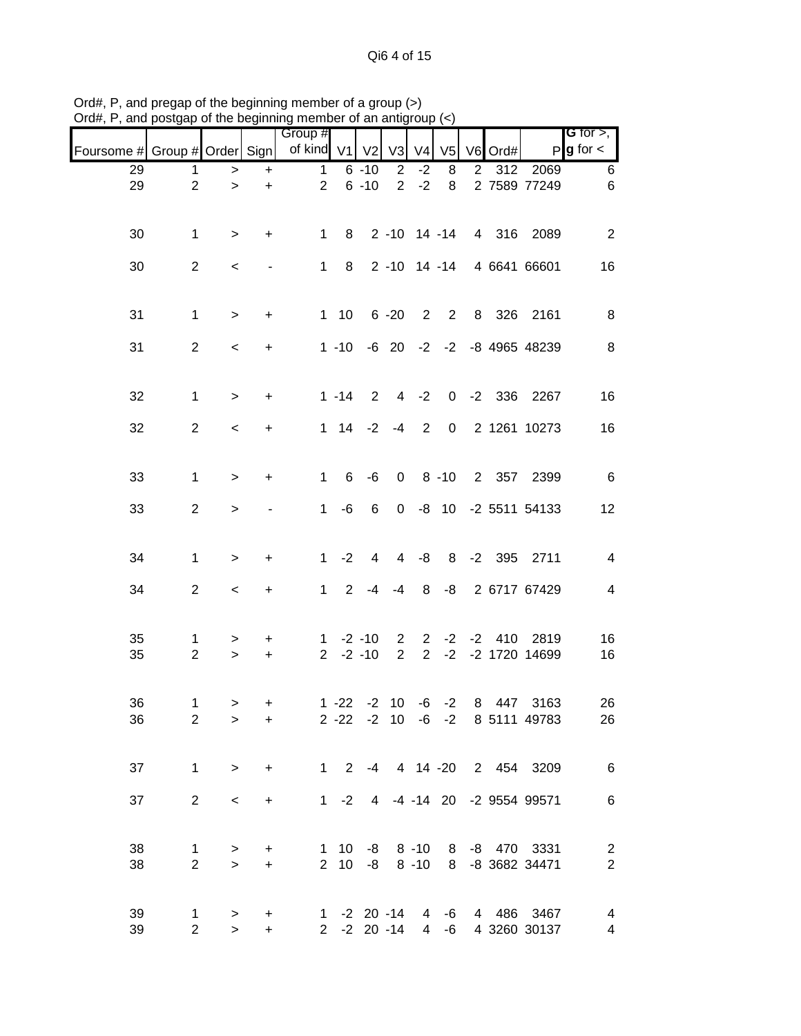Ord#, P, and pregap of the beginning member of a group (>)
Ord#, P, and postgap of the beginning member of an antigroup (<)

| Foursome # | Group # | Order | Sign | Group # of kind | V1 | V2 | V3 | V4 | V5 | V6 | Ord# | P | G for >, g for < |
|---|---|---|---|---|---|---|---|---|---|---|---|---|---|
| 29 | 1 | > | + | 1 | 6 | -10 | 2 | -2 | 8 | 2 | 312 | 2069 | 6 |
| 29 | 2 | > | + | 2 | 6 | -10 | 2 | -2 | 8 | 2 | 7589 | 77249 | 6 |
| 30 | 1 | > | + | 1 | 8 | 2 | -10 | 14 | -14 | 4 | 316 | 2089 | 2 |
| 30 | 2 | < | - | 1 | 8 | 2 | -10 | 14 | -14 | 4 | 6641 | 66601 | 16 |
| 31 | 1 | > | + | 1 | 10 | 6 | -20 | 2 | 2 | 8 | 326 | 2161 | 8 |
| 31 | 2 | < | + | 1 | -10 | -6 | 20 | -2 | -2 | -8 | 4965 | 48239 | 8 |
| 32 | 1 | > | + | 1 | -14 | 2 | 4 | -2 | 0 | -2 | 336 | 2267 | 16 |
| 32 | 2 | < | + | 1 | 14 | -2 | -4 | 2 | 0 | 2 | 1261 | 10273 | 16 |
| 33 | 1 | > | + | 1 | 6 | -6 | 0 | 8 | -10 | 2 | 357 | 2399 | 6 |
| 33 | 2 | > | - | 1 | -6 | 6 | 0 | -8 | 10 | -2 | 5511 | 54133 | 12 |
| 34 | 1 | > | + | 1 | -2 | 4 | 4 | -8 | 8 | -2 | 395 | 2711 | 4 |
| 34 | 2 | < | + | 1 | 2 | -4 | -4 | 8 | -8 | 2 | 6717 | 67429 | 4 |
| 35 | 1 | > | + | 1 | -2 | -10 | 2 | 2 | -2 | -2 | 410 | 2819 | 16 |
| 35 | 2 | > | + | 2 | -2 | -10 | 2 | 2 | -2 | -2 | 1720 | 14699 | 16 |
| 36 | 1 | > | + | 1 | -22 | -2 | 10 | -6 | -2 | 8 | 447 | 3163 | 26 |
| 36 | 2 | > | + | 2 | -22 | -2 | 10 | -6 | -2 | 8 | 5111 | 49783 | 26 |
| 37 | 1 | > | + | 1 | 2 | -4 | 4 | 14 | -20 | 2 | 454 | 3209 | 6 |
| 37 | 2 | < | + | 1 | -2 | 4 | -4 | -14 | 20 | -2 | 9554 | 99571 | 6 |
| 38 | 1 | > | + | 1 | 10 | -8 | 8 | -10 | 8 | -8 | 470 | 3331 | 2 |
| 38 | 2 | > | + | 2 | 10 | -8 | 8 | -10 | 8 | -8 | 3682 | 34471 | 2 |
| 39 | 1 | > | + | 1 | -2 | 20 | -14 | 4 | -6 | 4 | 486 | 3467 | 4 |
| 39 | 2 | > | + | 2 | -2 | 20 | -14 | 4 | -6 | 4 | 3260 | 30137 | 4 |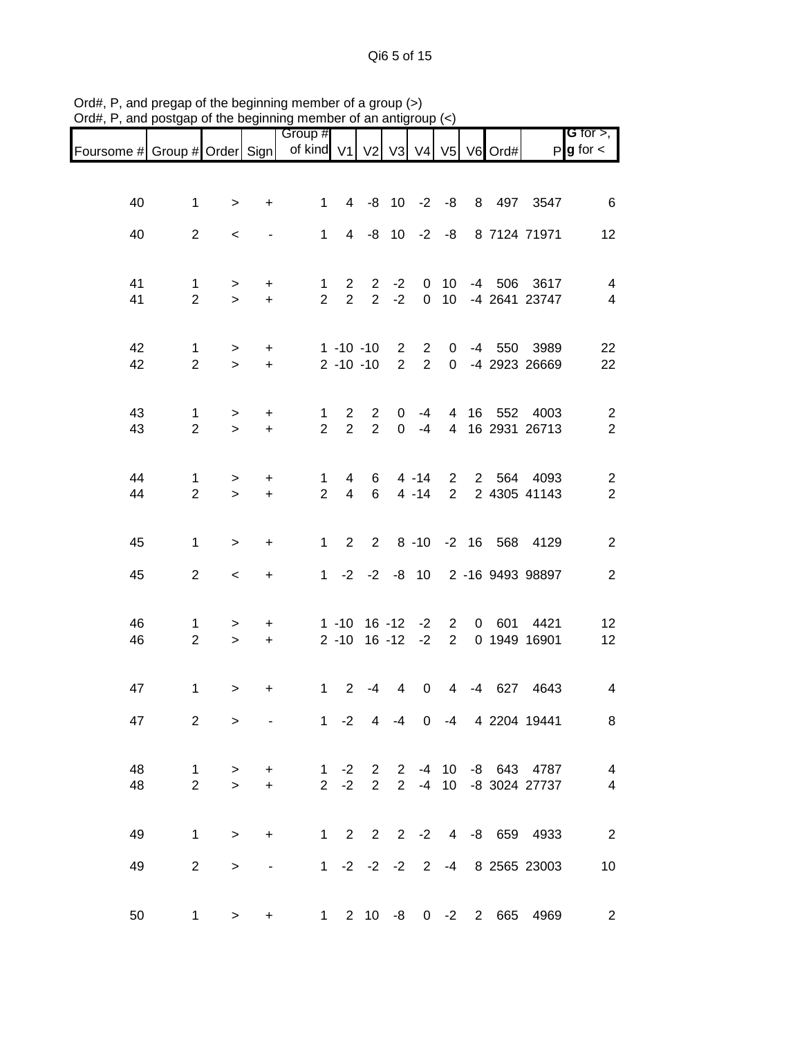Ord#, P, and pregap of the beginning member of a group (>)
Ord#, P, and postgap of the beginning member of an antigroup (<)

| Foursome # | Group # | Order | Sign | Group # of kind | V1 | V2 | V3 | V4 | V5 | V6 | Ord# | P | **G** for >, **g** for < |
|---|---|---|---|---|---|---|---|---|---|---|---|---|---|
| 40 | 1 | > | + | 1 | 4 | -8 | 10 | -2 | -8 | 8 | 497 | 3547 | 6 |
| 40 | 2 | < | - | 1 | 4 | -8 | 10 | -2 | -8 | 8 | 7124 | 71971 | 12 |
| 41 | 1 | > | + | 1 | 2 | 2 | -2 | 0 | 10 | -4 | 506 | 3617 | 4 |
| 41 | 2 | > | + | 2 | 2 | 2 | -2 | 0 | 10 | -4 | 2641 | 23747 | 4 |
| 42 | 1 | > | + | 1 | -10 | -10 | 2 | 2 | 0 | -4 | 550 | 3989 | 22 |
| 42 | 2 | > | + | 2 | -10 | -10 | 2 | 2 | 0 | -4 | 2923 | 26669 | 22 |
| 43 | 1 | > | + | 1 | 2 | 2 | 0 | -4 | 4 | 16 | 552 | 4003 | 2 |
| 43 | 2 | > | + | 2 | 2 | 2 | 0 | -4 | 4 | 16 | 2931 | 26713 | 2 |
| 44 | 1 | > | + | 1 | 4 | 6 | 4 | -14 | 2 | 2 | 564 | 4093 | 2 |
| 44 | 2 | > | + | 2 | 4 | 6 | 4 | -14 | 2 | 2 | 4305 | 41143 | 2 |
| 45 | 1 | > | + | 1 | 2 | 2 | 8 | -10 | -2 | 16 | 568 | 4129 | 2 |
| 45 | 2 | < | + | 1 | -2 | -2 | -8 | 10 | 2 | -16 | 9493 | 98897 | 2 |
| 46 | 1 | > | + | 1 | -10 | 16 | -12 | -2 | 2 | 0 | 601 | 4421 | 12 |
| 46 | 2 | > | + | 2 | -10 | 16 | -12 | -2 | 2 | 0 | 1949 | 16901 | 12 |
| 47 | 1 | > | + | 1 | 2 | -4 | 4 | 0 | 4 | -4 | 627 | 4643 | 4 |
| 47 | 2 | > | - | 1 | -2 | 4 | -4 | 0 | -4 | 4 | 2204 | 19441 | 8 |
| 48 | 1 | > | + | 1 | -2 | 2 | 2 | -4 | 10 | -8 | 643 | 4787 | 4 |
| 48 | 2 | > | + | 2 | -2 | 2 | 2 | -4 | 10 | -8 | 3024 | 27737 | 4 |
| 49 | 1 | > | + | 1 | 2 | 2 | 2 | -2 | 4 | -8 | 659 | 4933 | 2 |
| 49 | 2 | > | - | 1 | -2 | -2 | -2 | 2 | -4 | 8 | 2565 | 23003 | 10 |
| 50 | 1 | > | + | 1 | 2 | 10 | -8 | 0 | -2 | 2 | 665 | 4969 | 2 |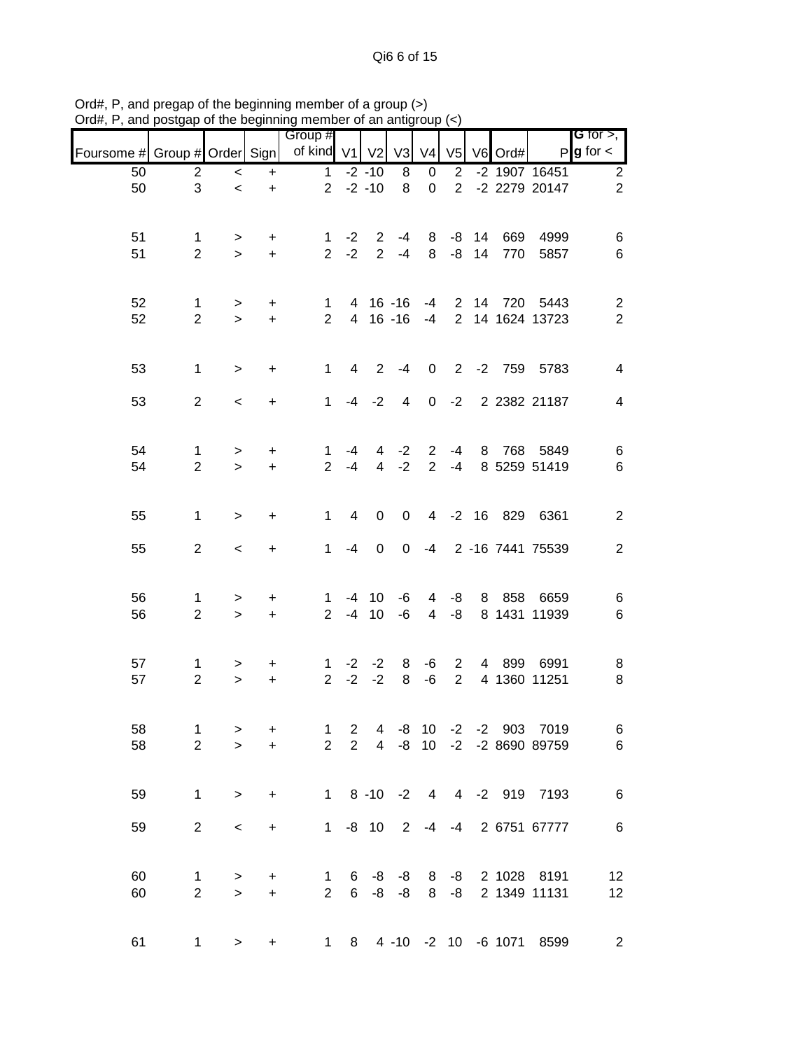Ord#, P, and pregap of the beginning member of a group (>)
Ord#, P, and postgap of the beginning member of an antigroup (<)

| Foursome # | Group # | Order | Sign | Group # of kind | V1 | V2 | V3 | V4 | V5 | V6 | Ord# | P | G for >, g for < |
|---|---|---|---|---|---|---|---|---|---|---|---|---|---|
| 50 | 2 | < | + | 1 | -2 | -10 | 8 | 0 | 2 | -2 | 1907 | 16451 | 2 |
| 50 | 3 | < | + | 2 | -2 | -10 | 8 | 0 | 2 | -2 | 2279 | 20147 | 2 |
| | | | | | | | | | | | | | |
| 51 | 1 | > | + | 1 | -2 | 2 | -4 | 8 | -8 | 14 | 669 | 4999 | 6 |
| 51 | 2 | > | + | 2 | -2 | 2 | -4 | 8 | -8 | 14 | 770 | 5857 | 6 |
| | | | | | | | | | | | | | |
| 52 | 1 | > | + | 1 | 4 | 16 | -16 | -4 | 2 | 14 | 720 | 5443 | 2 |
| 52 | 2 | > | + | 2 | 4 | 16 | -16 | -4 | 2 | 14 | 1624 | 13723 | 2 |
| | | | | | | | | | | | | | |
| 53 | 1 | > | + | 1 | 4 | 2 | -4 | 0 | 2 | -2 | 759 | 5783 | 4 |
| 53 | 2 | < | + | 1 | -4 | -2 | 4 | 0 | -2 | 2 | 2382 | 21187 | 4 |
| | | | | | | | | | | | | | |
| 54 | 1 | > | + | 1 | -4 | 4 | -2 | 2 | -4 | 8 | 768 | 5849 | 6 |
| 54 | 2 | > | + | 2 | -4 | 4 | -2 | 2 | -4 | 8 | 5259 | 51419 | 6 |
| | | | | | | | | | | | | | |
| 55 | 1 | > | + | 1 | 4 | 0 | 0 | 4 | -2 | 16 | 829 | 6361 | 2 |
| 55 | 2 | < | + | 1 | -4 | 0 | 0 | -4 | 2 | -16 | 7441 | 75539 | 2 |
| | | | | | | | | | | | | | |
| 56 | 1 | > | + | 1 | -4 | 10 | -6 | 4 | -8 | 8 | 858 | 6659 | 6 |
| 56 | 2 | > | + | 2 | -4 | 10 | -6 | 4 | -8 | 8 | 1431 | 11939 | 6 |
| | | | | | | | | | | | | | |
| 57 | 1 | > | + | 1 | -2 | -2 | 8 | -6 | 2 | 4 | 899 | 6991 | 8 |
| 57 | 2 | > | + | 2 | -2 | -2 | 8 | -6 | 2 | 4 | 1360 | 11251 | 8 |
| | | | | | | | | | | | | | |
| 58 | 1 | > | + | 1 | 2 | 4 | -8 | 10 | -2 | -2 | 903 | 7019 | 6 |
| 58 | 2 | > | + | 2 | 2 | 4 | -8 | 10 | -2 | -2 | 8690 | 89759 | 6 |
| | | | | | | | | | | | | | |
| 59 | 1 | > | + | 1 | 8 | -10 | -2 | 4 | 4 | -2 | 919 | 7193 | 6 |
| 59 | 2 | < | + | 1 | -8 | 10 | 2 | -4 | -4 | 2 | 6751 | 67777 | 6 |
| | | | | | | | | | | | | | |
| 60 | 1 | > | + | 1 | 6 | -8 | -8 | 8 | -8 | 2 | 1028 | 8191 | 12 |
| 60 | 2 | > | + | 2 | 6 | -8 | -8 | 8 | -8 | 2 | 1349 | 11131 | 12 |
| | | | | | | | | | | | | | |
| 61 | 1 | > | + | 1 | 8 | 4 | -10 | -2 | 10 | -6 | 1071 | 8599 | 2 |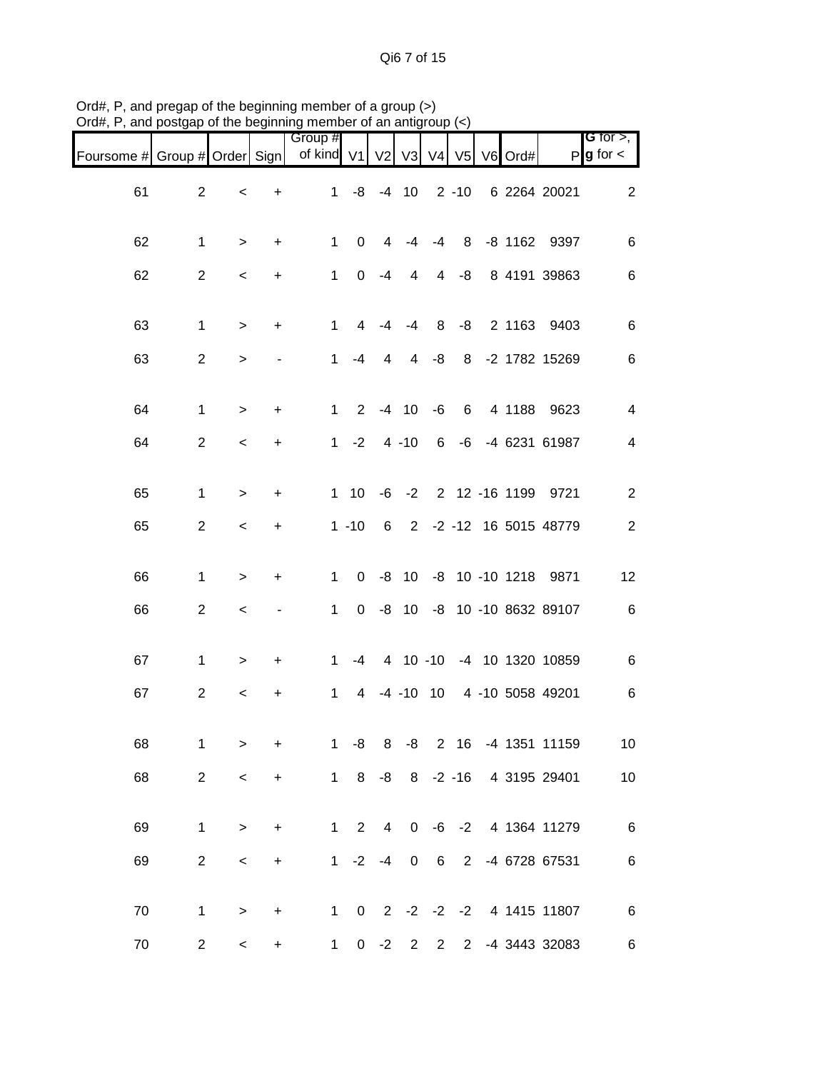Ord#, P, and pregap of the beginning member of a group (>)
Ord#, P, and postgap of the beginning member of an antigroup (<)

| Foursome # | Group # | Order | Sign | Group # of kind | V1 | V2 | V3 | V4 | V5 | V6 | Ord# | P | **G** for >, **g** for < |
|---|---|---|---|---|---|---|---|---|---|---|---|---|---|
| 61 | 2 | < | + | 1 | -8 | -4 | 10 | 2 | -10 | 6 | 2264 | 20021 | 2 |
| 62 | 1 | > | + | 1 | 0 | 4 | -4 | -4 | 8 | -8 | 1162 | 9397 | 6 |
| 62 | 2 | < | + | 1 | 0 | -4 | 4 | 4 | -8 | 8 | 4191 | 39863 | 6 |
| 63 | 1 | > | + | 1 | 4 | -4 | -4 | 8 | -8 | 2 | 1163 | 9403 | 6 |
| 63 | 2 | > | - | 1 | -4 | 4 | 4 | -8 | 8 | -2 | 1782 | 15269 | 6 |
| 64 | 1 | > | + | 1 | 2 | -4 | 10 | -6 | 6 | 4 | 1188 | 9623 | 4 |
| 64 | 2 | < | + | 1 | -2 | 4 | -10 | 6 | -6 | -4 | 6231 | 61987 | 4 |
| 65 | 1 | > | + | 1 | 10 | -6 | -2 | 2 | 12 | -16 | 1199 | 9721 | 2 |
| 65 | 2 | < | + | 1 | -10 | 6 | 2 | -2 | -12 | 16 | 5015 | 48779 | 2 |
| 66 | 1 | > | + | 1 | 0 | -8 | 10 | -8 | 10 | -10 | 1218 | 9871 | 12 |
| 66 | 2 | < | - | 1 | 0 | -8 | 10 | -8 | 10 | -10 | 8632 | 89107 | 6 |
| 67 | 1 | > | + | 1 | -4 | 4 | 10 | -10 | -4 | 10 | 1320 | 10859 | 6 |
| 67 | 2 | < | + | 1 | 4 | -4 | -10 | 10 | 4 | -10 | 5058 | 49201 | 6 |
| 68 | 1 | > | + | 1 | -8 | 8 | -8 | 2 | 16 | -4 | 1351 | 11159 | 10 |
| 68 | 2 | < | + | 1 | 8 | -8 | 8 | -2 | -16 | 4 | 3195 | 29401 | 10 |
| 69 | 1 | > | + | 1 | 2 | 4 | 0 | -6 | -2 | 4 | 1364 | 11279 | 6 |
| 69 | 2 | < | + | 1 | -2 | -4 | 0 | 6 | 2 | -4 | 6728 | 67531 | 6 |
| 70 | 1 | > | + | 1 | 0 | 2 | -2 | -2 | -2 | 4 | 1415 | 11807 | 6 |
| 70 | 2 | < | + | 1 | 0 | -2 | 2 | 2 | 2 | -4 | 3443 | 32083 | 6 |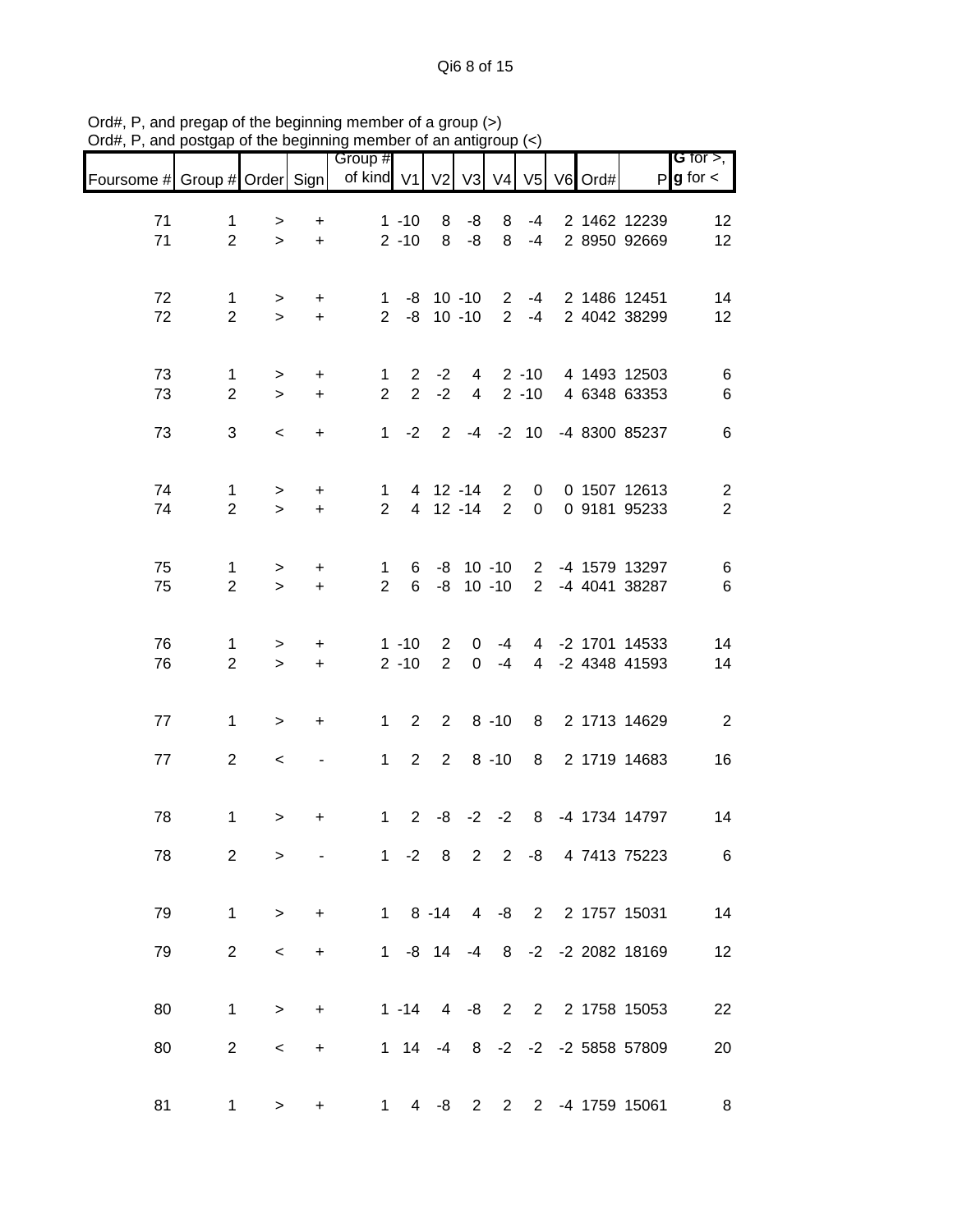Ord#, P, and pregap of the beginning member of a group (>)
Ord#, P, and postgap of the beginning member of an antigroup (<)

| Foursome # | Group # | Order | Sign | Group # of kind | V1 | V2 | V3 | V4 | V5 | V6 | Ord# | P | G for >, g for < |
|---|---|---|---|---|---|---|---|---|---|---|---|---|---|
| 71 | 1 | > | + | 1 | -10 | 8 | -8 | 8 | -4 | 2 | 1462 | 12239 | 12 |
| 71 | 2 | > | + | 2 | -10 | 8 | -8 | 8 | -4 | 2 | 8950 | 92669 | 12 |
| 72 | 1 | > | + | 1 | -8 | 10 | -10 | 2 | -4 | 2 | 1486 | 12451 | 14 |
| 72 | 2 | > | + | 2 | -8 | 10 | -10 | 2 | -4 | 2 | 4042 | 38299 | 12 |
| 73 | 1 | > | + | 1 | 2 | -2 | 4 | 2 | -10 | 4 | 1493 | 12503 | 6 |
| 73 | 2 | > | + | 2 | 2 | -2 | 4 | 2 | -10 | 4 | 6348 | 63353 | 6 |
| 73 | 3 | < | + | 1 | -2 | 2 | -4 | -2 | 10 | -4 | 8300 | 85237 | 6 |
| 74 | 1 | > | + | 1 | 4 | 12 | -14 | 2 | 0 | 0 | 1507 | 12613 | 2 |
| 74 | 2 | > | + | 2 | 4 | 12 | -14 | 2 | 0 | 0 | 9181 | 95233 | 2 |
| 75 | 1 | > | + | 1 | 6 | -8 | 10 | -10 | 2 | -4 | 1579 | 13297 | 6 |
| 75 | 2 | > | + | 2 | 6 | -8 | 10 | -10 | 2 | -4 | 4041 | 38287 | 6 |
| 76 | 1 | > | + | 1 | -10 | 2 | 0 | -4 | 4 | -2 | 1701 | 14533 | 14 |
| 76 | 2 | > | + | 2 | -10 | 2 | 0 | -4 | 4 | -2 | 4348 | 41593 | 14 |
| 77 | 1 | > | + | 1 | 2 | 2 | 8 | -10 | 8 | 2 | 1713 | 14629 | 2 |
| 77 | 2 | < | - | 1 | 2 | 2 | 8 | -10 | 8 | 2 | 1719 | 14683 | 16 |
| 78 | 1 | > | + | 1 | 2 | -8 | -2 | -2 | 8 | -4 | 1734 | 14797 | 14 |
| 78 | 2 | > | - | 1 | -2 | 8 | 2 | 2 | -8 | 4 | 7413 | 75223 | 6 |
| 79 | 1 | > | + | 1 | 8 | -14 | 4 | -8 | 2 | 2 | 1757 | 15031 | 14 |
| 79 | 2 | < | + | 1 | -8 | 14 | -4 | 8 | -2 | -2 | 2082 | 18169 | 12 |
| 80 | 1 | > | + | 1 | -14 | 4 | -8 | 2 | 2 | 2 | 1758 | 15053 | 22 |
| 80 | 2 | < | + | 1 | 14 | -4 | 8 | -2 | -2 | -2 | 5858 | 57809 | 20 |
| 81 | 1 | > | + | 1 | 4 | -8 | 2 | 2 | 2 | -4 | 1759 | 15061 | 8 |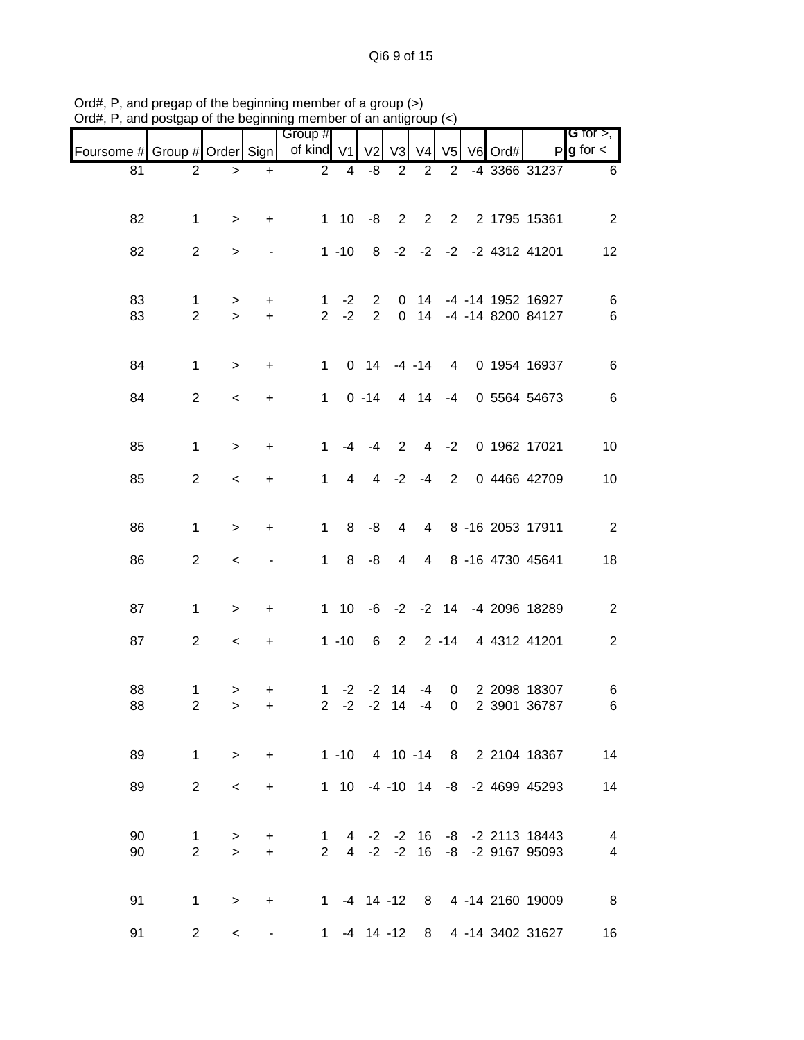Ord#, P, and pregap of the beginning member of a group (>)
Ord#, P, and postgap of the beginning member of an antigroup (<)

| Foursome # | Group # | Order | Sign | Group # of kind | V1 | V2 | V3 | V4 | V5 | V6 | Ord# | P | G for >, g for < |
|---|---|---|---|---|---|---|---|---|---|---|---|---|---|
| 81 | 2 | > | + | 2 | 4 | -8 | 2 | 2 | 2 | -4 | 3366 | 31237 | 6 |
| 82 | 1 | > | + | 1 | 10 | -8 | 2 | 2 | 2 | 2 | 1795 | 15361 | 2 |
| 82 | 2 | > | - | 1 | -10 | 8 | -2 | -2 | -2 | -2 | 4312 | 41201 | 12 |
| 83 | 1 | > | + | 1 | -2 | 2 | 0 | 14 | -4 | -14 | 1952 | 16927 | 6 |
| 83 | 2 | > | + | 2 | -2 | 2 | 0 | 14 | -4 | -14 | 8200 | 84127 | 6 |
| 84 | 1 | > | + | 1 | 0 | 14 | -4 | -14 | 4 | 0 | 1954 | 16937 | 6 |
| 84 | 2 | < | + | 1 | 0 | -14 | 4 | 14 | -4 | 0 | 5564 | 54673 | 6 |
| 85 | 1 | > | + | 1 | -4 | -4 | 2 | 4 | -2 | 0 | 1962 | 17021 | 10 |
| 85 | 2 | < | + | 1 | 4 | 4 | -2 | -4 | 2 | 0 | 4466 | 42709 | 10 |
| 86 | 1 | > | + | 1 | 8 | -8 | 4 | 4 | 8 | -16 | 2053 | 17911 | 2 |
| 86 | 2 | < | - | 1 | 8 | -8 | 4 | 4 | 8 | -16 | 4730 | 45641 | 18 |
| 87 | 1 | > | + | 1 | 10 | -6 | -2 | -2 | 14 | -4 | 2096 | 18289 | 2 |
| 87 | 2 | < | + | 1 | -10 | 6 | 2 | 2 | -14 | 4 | 4312 | 41201 | 2 |
| 88 | 1 | > | + | 1 | -2 | -2 | 14 | -4 | 0 | 2 | 2098 | 18307 | 6 |
| 88 | 2 | > | + | 2 | -2 | -2 | 14 | -4 | 0 | 2 | 3901 | 36787 | 6 |
| 89 | 1 | > | + | 1 | -10 | 4 | 10 | -14 | 8 | 2 | 2104 | 18367 | 14 |
| 89 | 2 | < | + | 1 | 10 | -4 | -10 | 14 | -8 | -2 | 4699 | 45293 | 14 |
| 90 | 1 | > | + | 1 | 4 | -2 | -2 | 16 | -8 | -2 | 2113 | 18443 | 4 |
| 90 | 2 | > | + | 2 | 4 | -2 | -2 | 16 | -8 | -2 | 9167 | 95093 | 4 |
| 91 | 1 | > | + | 1 | -4 | 14 | -12 | 8 | 4 | -14 | 2160 | 19009 | 8 |
| 91 | 2 | < | - | 1 | -4 | 14 | -12 | 8 | 4 | -14 | 3402 | 31627 | 16 |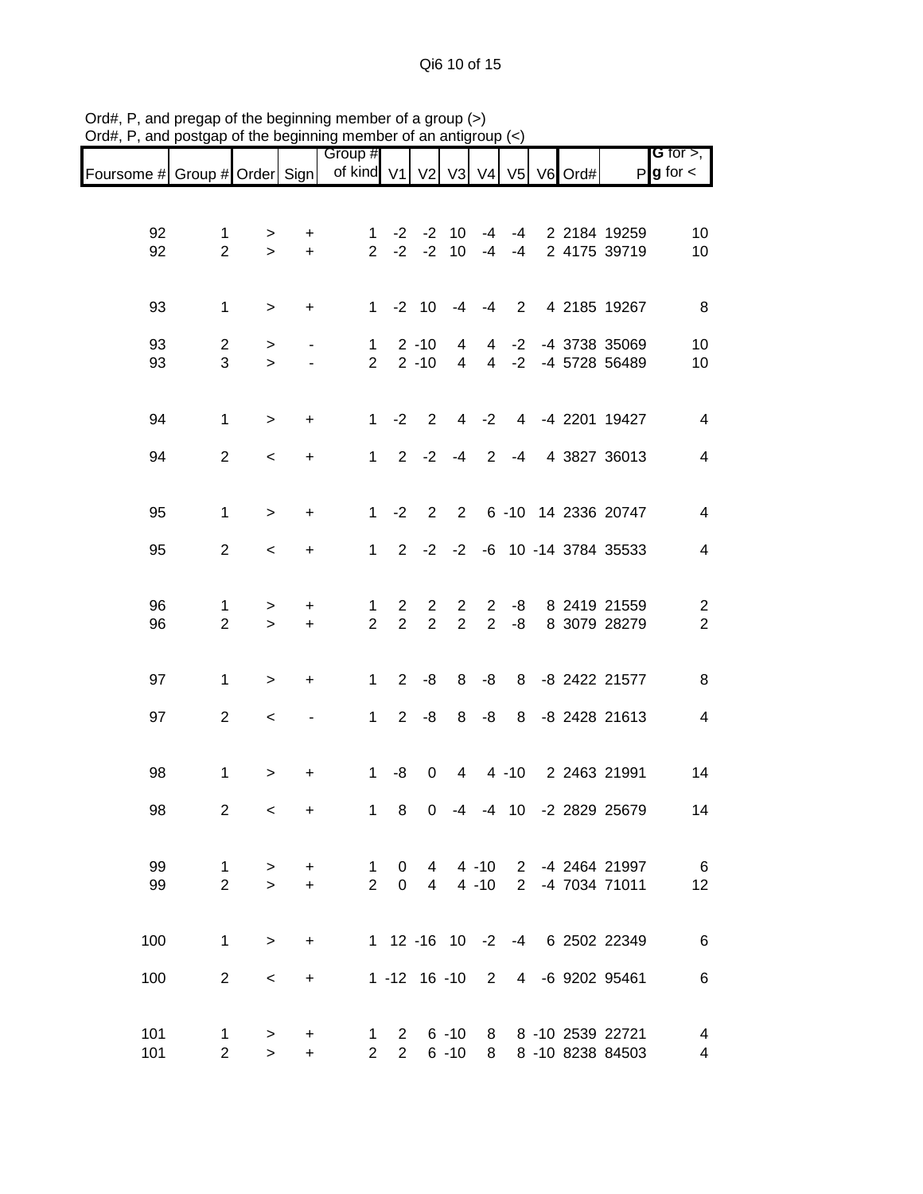Ord#, P, and pregap of the beginning member of a group (>)
Ord#, P, and postgap of the beginning member of an antigroup (<)

| Foursome # | Group # | Order | Sign | Group # of kind | V1 | V2 | V3 | V4 | V5 | V6 | Ord# | P | G for >, g for < |
|---|---|---|---|---|---|---|---|---|---|---|---|---|---|
| 92 | 1 | > | + | 1 | -2 | -2 | 10 | -4 | -4 | 2 | 2184 | 19259 | 10 |
| 92 | 2 | > | + | 2 | -2 | -2 | 10 | -4 | -4 | 2 | 4175 | 39719 | 10 |
| 93 | 1 | > | + | 1 | -2 | 10 | -4 | -4 | 2 | 4 | 2185 | 19267 | 8 |
| 93 | 2 | > | - | 1 | 2 | -10 | 4 | 4 | -2 | -4 | 3738 | 35069 | 10 |
| 93 | 3 | > | - | 2 | 2 | -10 | 4 | 4 | -2 | -4 | 5728 | 56489 | 10 |
| 94 | 1 | > | + | 1 | -2 | 2 | 4 | -2 | 4 | -4 | 2201 | 19427 | 4 |
| 94 | 2 | < | + | 1 | 2 | -2 | -4 | 2 | -4 | 4 | 3827 | 36013 | 4 |
| 95 | 1 | > | + | 1 | -2 | 2 | 2 | 6 | -10 | 14 | 2336 | 20747 | 4 |
| 95 | 2 | < | + | 1 | 2 | -2 | -2 | -6 | 10 | -14 | 3784 | 35533 | 4 |
| 96 | 1 | > | + | 1 | 2 | 2 | 2 | 2 | -8 | 8 | 2419 | 21559 | 2 |
| 96 | 2 | > | + | 2 | 2 | 2 | 2 | 2 | -8 | 8 | 3079 | 28279 | 2 |
| 97 | 1 | > | + | 1 | 2 | -8 | 8 | -8 | 8 | -8 | 2422 | 21577 | 8 |
| 97 | 2 | < | - | 1 | 2 | -8 | 8 | -8 | 8 | -8 | 2428 | 21613 | 4 |
| 98 | 1 | > | + | 1 | -8 | 0 | 4 | 4 | -10 | 2 | 2463 | 21991 | 14 |
| 98 | 2 | < | + | 1 | 8 | 0 | -4 | -4 | 10 | -2 | 2829 | 25679 | 14 |
| 99 | 1 | > | + | 1 | 0 | 4 | 4 | -10 | 2 | -4 | 2464 | 21997 | 6 |
| 99 | 2 | > | + | 2 | 0 | 4 | 4 | -10 | 2 | -4 | 7034 | 71011 | 12 |
| 100 | 1 | > | + | 1 | 12 | -16 | 10 | -2 | -4 | 6 | 2502 | 22349 | 6 |
| 100 | 2 | < | + | 1 | -12 | 16 | -10 | 2 | 4 | -6 | 9202 | 95461 | 6 |
| 101 | 1 | > | + | 1 | 2 | 6 | -10 | 8 | 8 | -10 | 2539 | 22721 | 4 |
| 101 | 2 | > | + | 2 | 2 | 6 | -10 | 8 | 8 | -10 | 8238 | 84503 | 4 |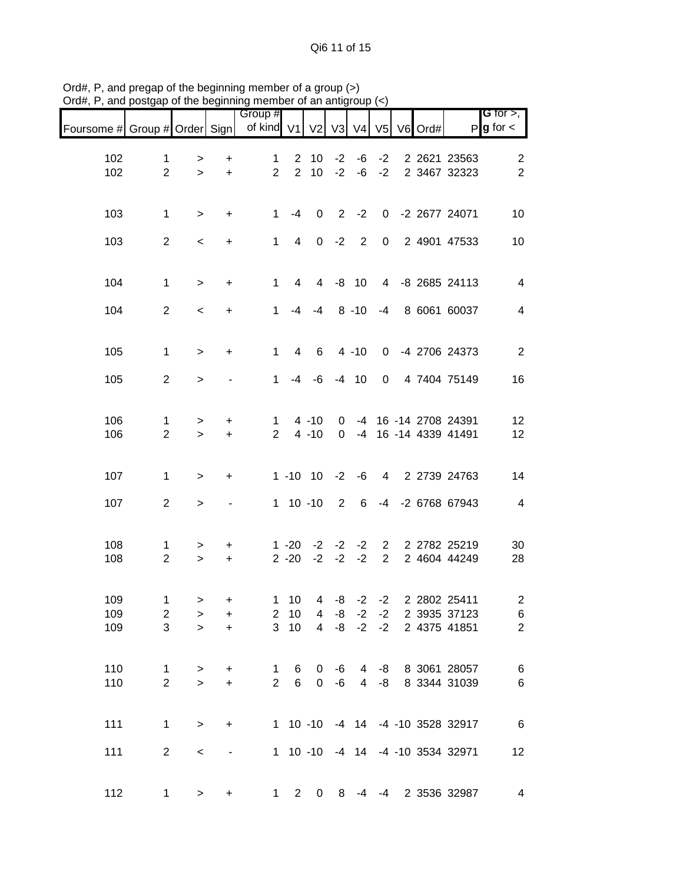Ord#, P, and pregap of the beginning member of a group (>)
Ord#, P, and postgap of the beginning member of an antigroup (<)

| Foursome # | Group # | Order | Sign | Group # of kind | V1 | V2 | V3 | V4 | V5 | V6 | Ord# | P | G for >, g for < |
|---|---|---|---|---|---|---|---|---|---|---|---|---|---|
| 102 | 1 | > | + | 1 | 2 | 10 | -2 | -6 | -2 | 2 | 2621 | 23563 | 2 |
| 102 | 2 | > | + | 2 | 2 | 10 | -2 | -6 | -2 | 2 | 3467 | 32323 | 2 |
| 103 | 1 | > | + | 1 | -4 | 0 | 2 | -2 | 0 | -2 | 2677 | 24071 | 10 |
| 103 | 2 | < | + | 1 | 4 | 0 | -2 | 2 | 0 | 2 | 4901 | 47533 | 10 |
| 104 | 1 | > | + | 1 | 4 | 4 | -8 | 10 | 4 | -8 | 2685 | 24113 | 4 |
| 104 | 2 | < | + | 1 | -4 | -4 | 8 | -10 | -4 | 8 | 6061 | 60037 | 4 |
| 105 | 1 | > | + | 1 | 4 | 6 | 4 | -10 | 0 | -4 | 2706 | 24373 | 2 |
| 105 | 2 | > | - | 1 | -4 | -6 | -4 | 10 | 0 | 4 | 7404 | 75149 | 16 |
| 106 | 1 | > | + | 1 | 4 | -10 | 0 | -4 | 16 | -14 | 2708 | 24391 | 12 |
| 106 | 2 | > | + | 2 | 4 | -10 | 0 | -4 | 16 | -14 | 4339 | 41491 | 12 |
| 107 | 1 | > | + | 1 | -10 | 10 | -2 | -6 | 4 | 2 | 2739 | 24763 | 14 |
| 107 | 2 | > | - | 1 | 10 | -10 | 2 | 6 | -4 | -2 | 6768 | 67943 | 4 |
| 108 | 1 | > | + | 1 | -20 | -2 | -2 | -2 | 2 | 2 | 2782 | 25219 | 30 |
| 108 | 2 | > | + | 2 | -20 | -2 | -2 | -2 | 2 | 2 | 4604 | 44249 | 28 |
| 109 | 1 | > | + | 1 | 10 | 4 | -8 | -2 | -2 | 2 | 2802 | 25411 | 2 |
| 109 | 2 | > | + | 2 | 10 | 4 | -8 | -2 | -2 | 2 | 3935 | 37123 | 6 |
| 109 | 3 | > | + | 3 | 10 | 4 | -8 | -2 | -2 | 2 | 4375 | 41851 | 2 |
| 110 | 1 | > | + | 1 | 6 | 0 | -6 | 4 | -8 | 8 | 3061 | 28057 | 6 |
| 110 | 2 | > | + | 2 | 6 | 0 | -6 | 4 | -8 | 8 | 3344 | 31039 | 6 |
| 111 | 1 | > | + | 1 | 10 | -10 | -4 | 14 | -4 | -10 | 3528 | 32917 | 6 |
| 111 | 2 | < | - | 1 | 10 | -10 | -4 | 14 | -4 | -10 | 3534 | 32971 | 12 |
| 112 | 1 | > | + | 1 | 2 | 0 | 8 | -4 | -4 | 2 | 3536 | 32987 | 4 |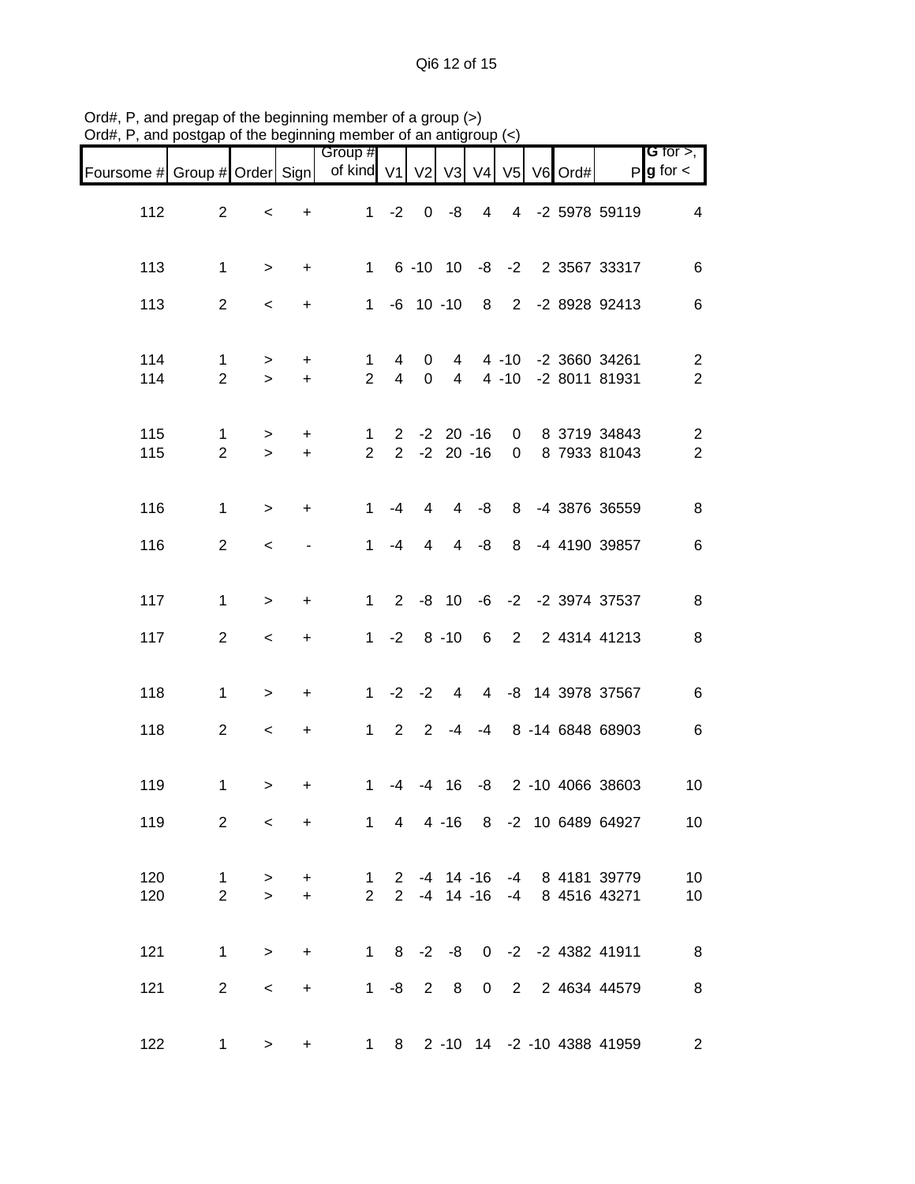Ord#, P, and pregap of the beginning member of a group (>)
Ord#, P, and postgap of the beginning member of an antigroup (<)

| Foursome # | Group # | Order | Sign | Group # of kind | V1 | V2 | V3 | V4 | V5 | V6 | Ord# | P | **G** for >, **g** for < |
|---|---|---|---|---|---|---|---|---|---|---|---|---|---|
| 112 | 2 | < | + | 1 | -2 | 0 | -8 | 4 | 4 | -2 | 5978 | 59119 | 4 |
| 113 | 1 | > | + | 1 | 6 | -10 | 10 | -8 | -2 | 2 | 3567 | 33317 | 6 |
| 113 | 2 | < | + | 1 | -6 | 10 | -10 | 8 | 2 | -2 | 8928 | 92413 | 6 |
| 114 | 1 | > | + | 1 | 4 | 0 | 4 | 4 | -10 | -2 | 3660 | 34261 | 2 |
| 114 | 2 | > | + | 2 | 4 | 0 | 4 | 4 | -10 | -2 | 8011 | 81931 | 2 |
| 115 | 1 | > | + | 1 | 2 | -2 | 20 | -16 | 0 | 8 | 3719 | 34843 | 2 |
| 115 | 2 | > | + | 2 | 2 | -2 | 20 | -16 | 0 | 8 | 7933 | 81043 | 2 |
| 116 | 1 | > | + | 1 | -4 | 4 | 4 | -8 | 8 | -4 | 3876 | 36559 | 8 |
| 116 | 2 | < | - | 1 | -4 | 4 | 4 | -8 | 8 | -4 | 4190 | 39857 | 6 |
| 117 | 1 | > | + | 1 | 2 | -8 | 10 | -6 | -2 | -2 | 3974 | 37537 | 8 |
| 117 | 2 | < | + | 1 | -2 | 8 | -10 | 6 | 2 | 2 | 4314 | 41213 | 8 |
| 118 | 1 | > | + | 1 | -2 | -2 | 4 | 4 | -8 | 14 | 3978 | 37567 | 6 |
| 118 | 2 | < | + | 1 | 2 | 2 | -4 | -4 | 8 | -14 | 6848 | 68903 | 6 |
| 119 | 1 | > | + | 1 | -4 | -4 | 16 | -8 | 2 | -10 | 4066 | 38603 | 10 |
| 119 | 2 | < | + | 1 | 4 | 4 | -16 | 8 | -2 | 10 | 6489 | 64927 | 10 |
| 120 | 1 | > | + | 1 | 2 | -4 | 14 | -16 | -4 | 8 | 4181 | 39779 | 10 |
| 120 | 2 | > | + | 2 | 2 | -4 | 14 | -16 | -4 | 8 | 4516 | 43271 | 10 |
| 121 | 1 | > | + | 1 | 8 | -2 | -8 | 0 | -2 | -2 | 4382 | 41911 | 8 |
| 121 | 2 | < | + | 1 | -8 | 2 | 8 | 0 | 2 | 2 | 4634 | 44579 | 8 |
| 122 | 1 | > | + | 1 | 8 | 2 | -10 | 14 | -2 | -10 | 4388 | 41959 | 2 |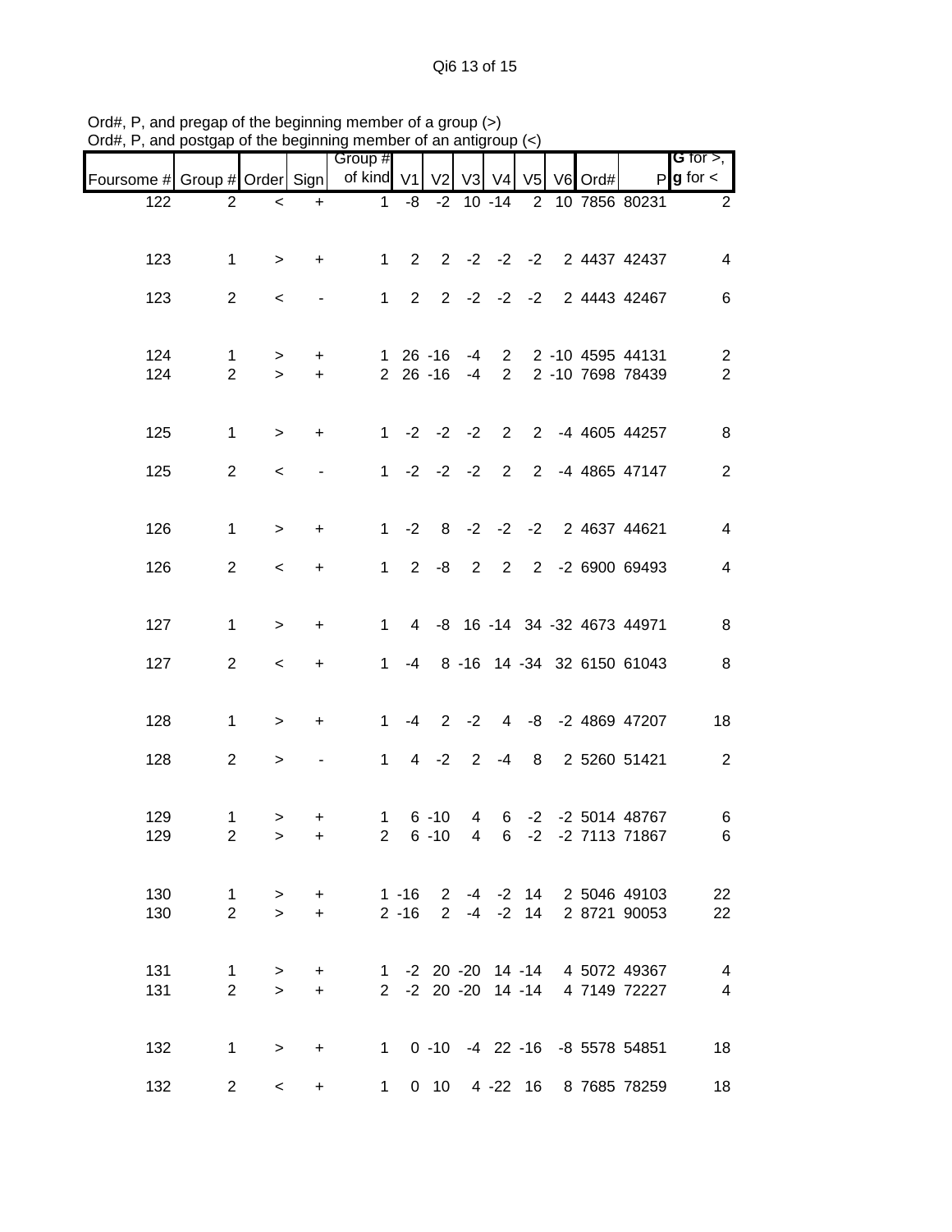Ord#, P, and pregap of the beginning member of a group (>)
Ord#, P, and postgap of the beginning member of an antigroup (<)

| Foursome # | Group # | Order | Sign | Group # of kind | V1 | V2 | V3 | V4 | V5 | V6 | Ord# | P | G for >, g for < |
|---|---|---|---|---|---|---|---|---|---|---|---|---|---|
| 122 | 2 | < | + | 1 | -8 | -2 | 10 | -14 | 2 | 10 | 7856 | 80231 | 2 |
| 123 | 1 | > | + | 1 | 2 | 2 | -2 | -2 | -2 | 2 | 4437 | 42437 | 4 |
| 123 | 2 | < | - | 1 | 2 | 2 | -2 | -2 | -2 | 2 | 4443 | 42467 | 6 |
| 124 | 1 | > | + | 1 | 26 | -16 | -4 | 2 | 2 | -10 | 4595 | 44131 | 2 |
| 124 | 2 | > | + | 2 | 26 | -16 | -4 | 2 | 2 | -10 | 7698 | 78439 | 2 |
| 125 | 1 | > | + | 1 | -2 | -2 | -2 | 2 | 2 | -4 | 4605 | 44257 | 8 |
| 125 | 2 | < | - | 1 | -2 | -2 | -2 | 2 | 2 | -4 | 4865 | 47147 | 2 |
| 126 | 1 | > | + | 1 | -2 | 8 | -2 | -2 | -2 | 2 | 4637 | 44621 | 4 |
| 126 | 2 | < | + | 1 | 2 | -8 | 2 | 2 | 2 | -2 | 6900 | 69493 | 4 |
| 127 | 1 | > | + | 1 | 4 | -8 | 16 | -14 | 34 | -32 | 4673 | 44971 | 8 |
| 127 | 2 | < | + | 1 | -4 | 8 | -16 | 14 | -34 | 32 | 6150 | 61043 | 8 |
| 128 | 1 | > | + | 1 | -4 | 2 | -2 | 4 | -8 | -2 | 4869 | 47207 | 18 |
| 128 | 2 | > | - | 1 | 4 | -2 | 2 | -4 | 8 | 2 | 5260 | 51421 | 2 |
| 129 | 1 | > | + | 1 | 6 | -10 | 4 | 6 | -2 | -2 | 5014 | 48767 | 6 |
| 129 | 2 | > | + | 2 | 6 | -10 | 4 | 6 | -2 | -2 | 7113 | 71867 | 6 |
| 130 | 1 | > | + | 1 | -16 | 2 | -4 | -2 | 14 | 2 | 5046 | 49103 | 22 |
| 130 | 2 | > | + | 2 | -16 | 2 | -4 | -2 | 14 | 2 | 8721 | 90053 | 22 |
| 131 | 1 | > | + | 1 | -2 | 20 | -20 | 14 | -14 | 4 | 5072 | 49367 | 4 |
| 131 | 2 | > | + | 2 | -2 | 20 | -20 | 14 | -14 | 4 | 7149 | 72227 | 4 |
| 132 | 1 | > | + | 1 | 0 | -10 | -4 | 22 | -16 | -8 | 5578 | 54851 | 18 |
| 132 | 2 | < | + | 1 | 0 | 10 | 4 | -22 | 16 | 8 | 7685 | 78259 | 18 |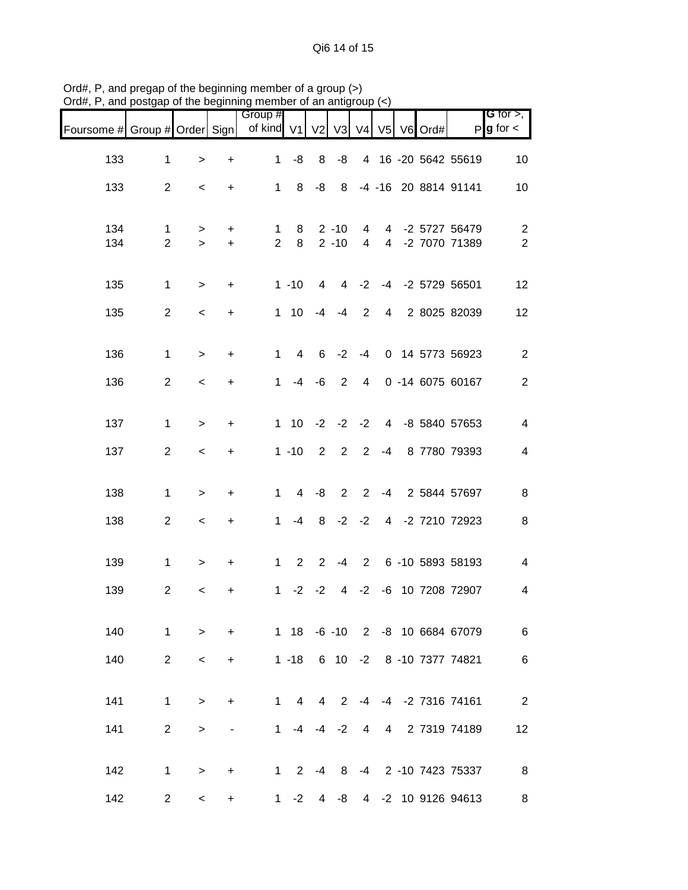Ord#, P, and pregap of the beginning member of a group (>)
Ord#, P, and postgap of the beginning member of an antigroup (<)

| Foursome # | Group # | Order | Sign | Group # of kind | V1 | V2 | V3 | V4 | V5 | V6 | Ord# | P | **G** for >, **g** for < |
|---|---|---|---|---|---|---|---|---|---|---|---|---|---|
| 133 | 1 | > | + | 1 | -8 | 8 | -8 | 4 | 16 | -20 | 5642 | 55619 | 10 |
| 133 | 2 | < | + | 1 | 8 | -8 | 8 | -4 | -16 | 20 | 8814 | 91141 | 10 |
| 134 | 1 | > | + | 1 | 8 | 2 | -10 | 4 | 4 | -2 | 5727 | 56479 | 2 |
| 134 | 2 | > | + | 2 | 8 | 2 | -10 | 4 | 4 | -2 | 7070 | 71389 | 2 |
| 135 | 1 | > | + | 1 | -10 | 4 | 4 | -2 | -4 | -2 | 5729 | 56501 | 12 |
| 135 | 2 | < | + | 1 | 10 | -4 | -4 | 2 | 4 | 2 | 8025 | 82039 | 12 |
| 136 | 1 | > | + | 1 | 4 | 6 | -2 | -4 | 0 | 14 | 5773 | 56923 | 2 |
| 136 | 2 | < | + | 1 | -4 | -6 | 2 | 4 | 0 | -14 | 6075 | 60167 | 2 |
| 137 | 1 | > | + | 1 | 10 | -2 | -2 | -2 | 4 | -8 | 5840 | 57653 | 4 |
| 137 | 2 | < | + | 1 | -10 | 2 | 2 | 2 | -4 | 8 | 7780 | 79393 | 4 |
| 138 | 1 | > | + | 1 | 4 | -8 | 2 | 2 | -4 | 2 | 5844 | 57697 | 8 |
| 138 | 2 | < | + | 1 | -4 | 8 | -2 | -2 | 4 | -2 | 7210 | 72923 | 8 |
| 139 | 1 | > | + | 1 | 2 | 2 | -4 | 2 | 6 | -10 | 5893 | 58193 | 4 |
| 139 | 2 | < | + | 1 | -2 | -2 | 4 | -2 | -6 | 10 | 7208 | 72907 | 4 |
| 140 | 1 | > | + | 1 | 18 | -6 | -10 | 2 | -8 | 10 | 6684 | 67079 | 6 |
| 140 | 2 | < | + | 1 | -18 | 6 | 10 | -2 | 8 | -10 | 7377 | 74821 | 6 |
| 141 | 1 | > | + | 1 | 4 | 4 | 2 | -4 | -4 | -2 | 7316 | 74161 | 2 |
| 141 | 2 | > | - | 1 | -4 | -4 | -2 | 4 | 4 | 2 | 7319 | 74189 | 12 |
| 142 | 1 | > | + | 1 | 2 | -4 | 8 | -4 | 2 | -10 | 7423 | 75337 | 8 |
| 142 | 2 | < | + | 1 | -2 | 4 | -8 | 4 | -2 | 10 | 9126 | 94613 | 8 |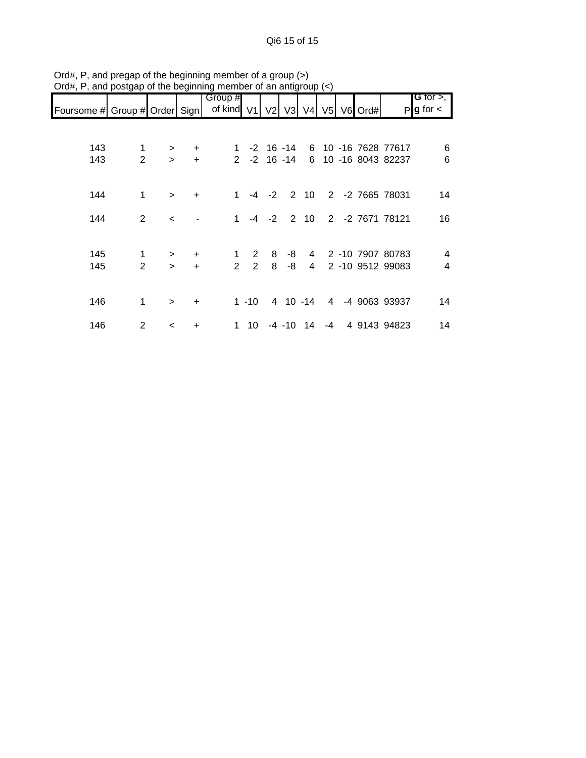Ord#, P, and pregap of the beginning member of a group (>)
Ord#, P, and postgap of the beginning member of an antigroup (<)

| Foursome # | Group # | Order | Sign | Group # of kind | V1 | V2 | V3 | V4 | V5 | V6 | Ord# | P | G for >, g for < |
|---|---|---|---|---|---|---|---|---|---|---|---|---|---|
| 143 | 1 | > | + | 1 | -2 | 16 | -14 | 6 | 10 | -16 | 7628 | 77617 | 6 |
| 143 | 2 | > | + | 2 | -2 | 16 | -14 | 6 | 10 | -16 | 8043 | 82237 | 6 |
| 144 | 1 | > | + | 1 | -4 | -2 | 2 | 10 | 2 | -2 | 7665 | 78031 | 14 |
| 144 | 2 | < | - | 1 | -4 | -2 | 2 | 10 | 2 | -2 | 7671 | 78121 | 16 |
| 145 | 1 | > | + | 1 | 2 | 8 | -8 | 4 | 2 | -10 | 7907 | 80783 | 4 |
| 145 | 2 | > | + | 2 | 2 | 8 | -8 | 4 | 2 | -10 | 9512 | 99083 | 4 |
| 146 | 1 | > | + | 1 | -10 | 4 | 10 | -14 | 4 | -4 | 9063 | 93937 | 14 |
| 146 | 2 | < | + | 1 | 10 | -4 | -10 | 14 | -4 | 4 | 9143 | 94823 | 14 |